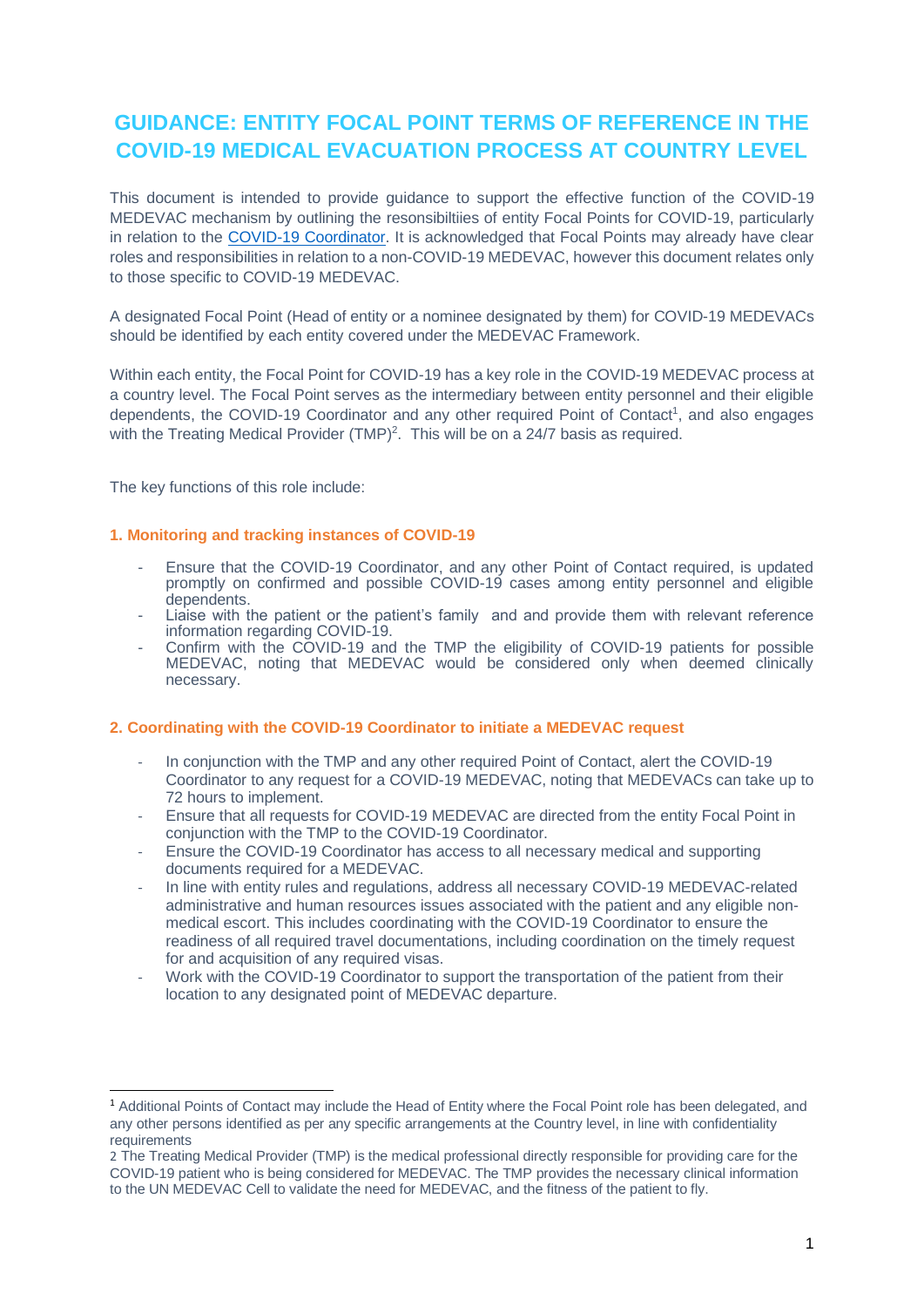# GUIDANCE: ENTITY FOCAL POINT TERMS OF REFERENCE IN THE COVID-19 MEDICAL EVACUATION PROCESS AT COUNTRY LEVEL

This document is intended to provide guidance to support the effective function of the COVID-19 MEDEVAC mechanism by outlining the resonsibiltiies of entity Focal Points for COVID-19, particularly in relation to the [COVID-19 Coordinator](). It is acknowledged that Focal Points may already have clear roles and responsibilities in relation to a non-COVID-19 MEDEVAC, however this document relates only to those specific to COVID-19 MEDEVAC.

A designated Focal Point (Head of entity or a nominee designated by them) for COVID-19 MEDEVACs should be identified by each entity covered under the MEDEVAC Framework.

Within each entity, the Focal Point for COVID-19 has a key role in the COVID-19 MEDEVAC process at a country level. The Focal Point serves as the intermediary between entity personnel and their eligible dependents, the COVID-19 Coordinator and any other required Point of Contact[1], and also engages with the Treating Medical Provider (TMP)[2]. This will be on a 24/7 basis as required.

The key functions of this role include:

## 1. Monitoring and tracking instances of COVID-19

- Ensure that the COVID-19 Coordinator, and any other Point of Contact required, is updated promptly on confirmed and possible COVID-19 cases among entity personnel and eligible dependents.
- Liaise with the patient or the patient's family and and provide them with relevant reference information regarding COVID-19.
- Confirm with the COVID-19 and the TMP the eligibility of COVID-19 patients for possible MEDEVAC, noting that MEDEVAC would be considered only when deemed clinically necessary.

## 2. Coordinating with the COVID-19 Coordinator to initiate a MEDEVAC request

- In conjunction with the TMP and any other required Point of Contact, alert the COVID-19 Coordinator to any request for a COVID-19 MEDEVAC, noting that MEDEVACs can take up to 72 hours to implement.
- Ensure that all requests for COVID-19 MEDEVAC are directed from the entity Focal Point in conjunction with the TMP to the COVID-19 Coordinator.
- Ensure the COVID-19 Coordinator has access to all necessary medical and supporting documents required for a MEDEVAC.
- In line with entity rules and regulations, address all necessary COVID-19 MEDEVAC-related administrative and human resources issues associated with the patient and any eligible non-medical escort. This includes coordinating with the COVID-19 Coordinator to ensure the readiness of all required travel documentations, including coordination on the timely request for and acquisition of any required visas.
- Work with the COVID-19 Coordinator to support the transportation of the patient from their location to any designated point of MEDEVAC departure.

---

[1] Additional Points of Contact may include the Head of Entity where the Focal Point role has been delegated, and any other persons identified as per any specific arrangements at the Country level, in line with confidentiality requirements

[2] The Treating Medical Provider (TMP) is the medical professional directly responsible for providing care for the COVID-19 patient who is being considered for MEDEVAC. The TMP provides the necessary clinical information to the UN MEDEVAC Cell to validate the need for MEDEVAC, and the fitness of the patient to fly.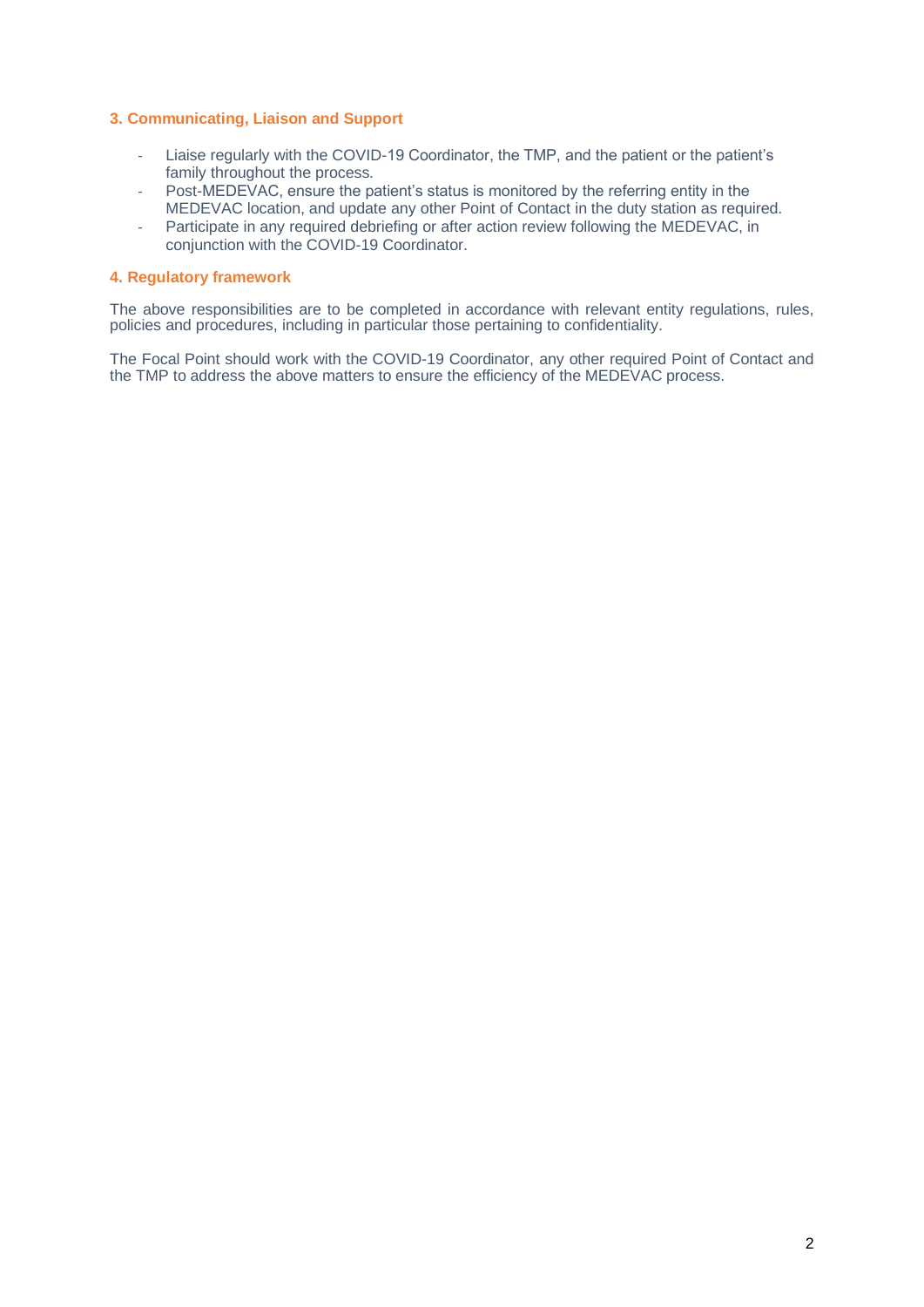### 3. Communicating, Liaison and Support

- Liaise regularly with the COVID-19 Coordinator, the TMP, and the patient or the patient's family throughout the process.
- Post-MEDEVAC, ensure the patient's status is monitored by the referring entity in the MEDEVAC location, and update any other Point of Contact in the duty station as required.
- Participate in any required debriefing or after action review following the MEDEVAC, in conjunction with the COVID-19 Coordinator.

### 4. Regulatory framework

The above responsibilities are to be completed in accordance with relevant entity regulations, rules, policies and procedures, including in particular those pertaining to confidentiality.

The Focal Point should work with the COVID-19 Coordinator, any other required Point of Contact and the TMP to address the above matters to ensure the efficiency of the MEDEVAC process.